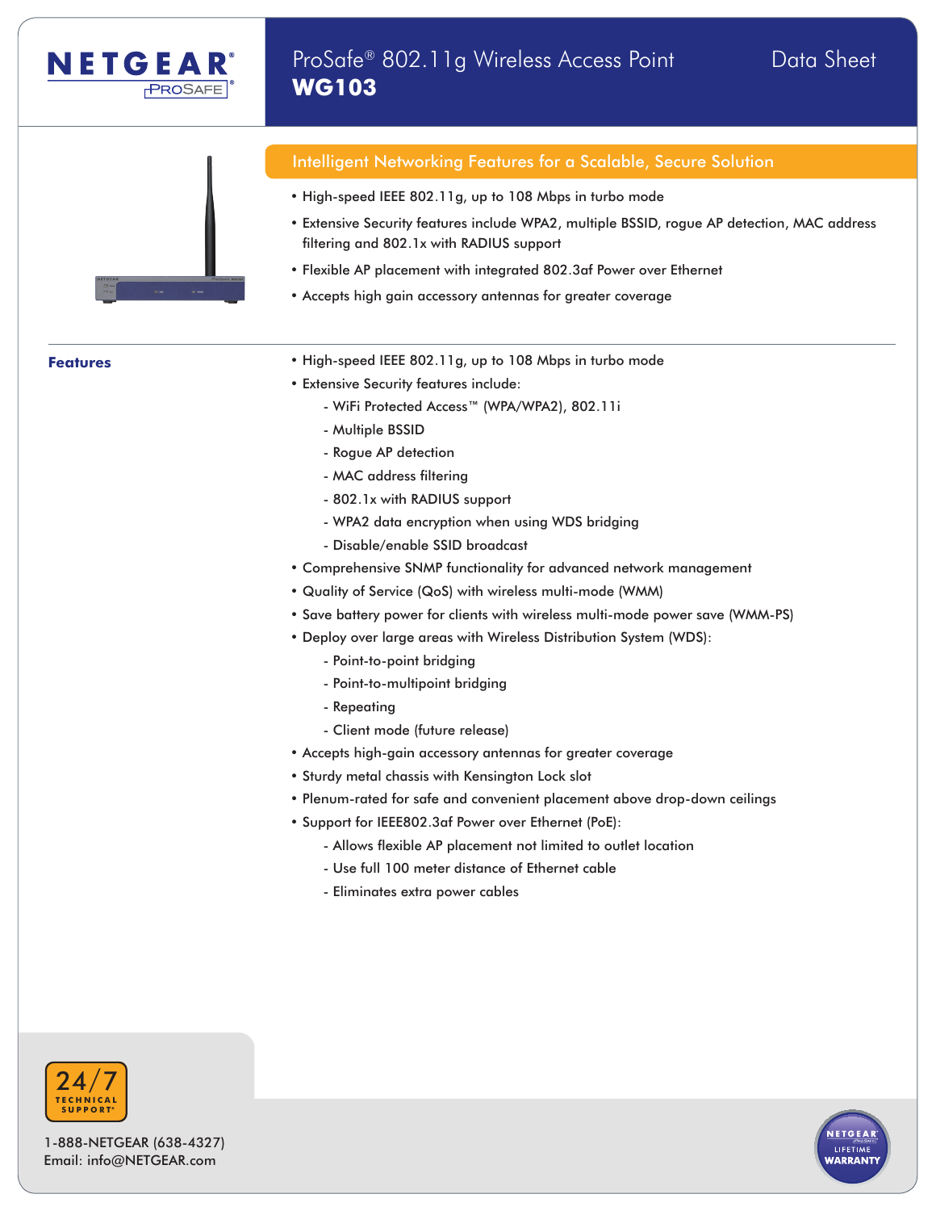# ProSafe® 802.11g Wireless Access Point WG103

Data Sheet

## Intelligent Networking Features for a Scalable, Secure Solution

- High-speed IEEE 802.11g, up to 108 Mbps in turbo mode
- Extensive Security features include WPA2, multiple BSSID, rogue AP detection, MAC address filtering and 802.1x with RADIUS support
- Flexible AP placement with integrated 802.3af Power over Ethernet
- Accepts high gain accessory antennas for greater coverage

## Features

- High-speed IEEE 802.11g, up to 108 Mbps in turbo mode
- Extensive Security features include:
  - WiFi Protected Access™ (WPA/WPA2), 802.11i
  - Multiple BSSID
  - Rogue AP detection
  - MAC address filtering
  - 802.1x with RADIUS support
  - WPA2 data encryption when using WDS bridging
  - Disable/enable SSID broadcast
- Comprehensive SNMP functionality for advanced network management
- Quality of Service (QoS) with wireless multi-mode (WMM)
- Save battery power for clients with wireless multi-mode power save (WMM-PS)
- Deploy over large areas with Wireless Distribution System (WDS):
  - Point-to-point bridging
  - Point-to-multipoint bridging
  - Repeating
  - Client mode (future release)
- Accepts high-gain accessory antennas for greater coverage
- Sturdy metal chassis with Kensington Lock slot
- Plenum-rated for safe and convenient placement above drop-down ceilings
- Support for IEEE802.3af Power over Ethernet (PoE):
  - Allows flexible AP placement not limited to outlet location
  - Use full 100 meter distance of Ethernet cable
  - Eliminates extra power cables

24/7 TECHNICAL SUPPORT*

1-888-NETGEAR (638-4327)
Email: info@NETGEAR.com

NETGEAR ProSafe LIFETIME WARRANTY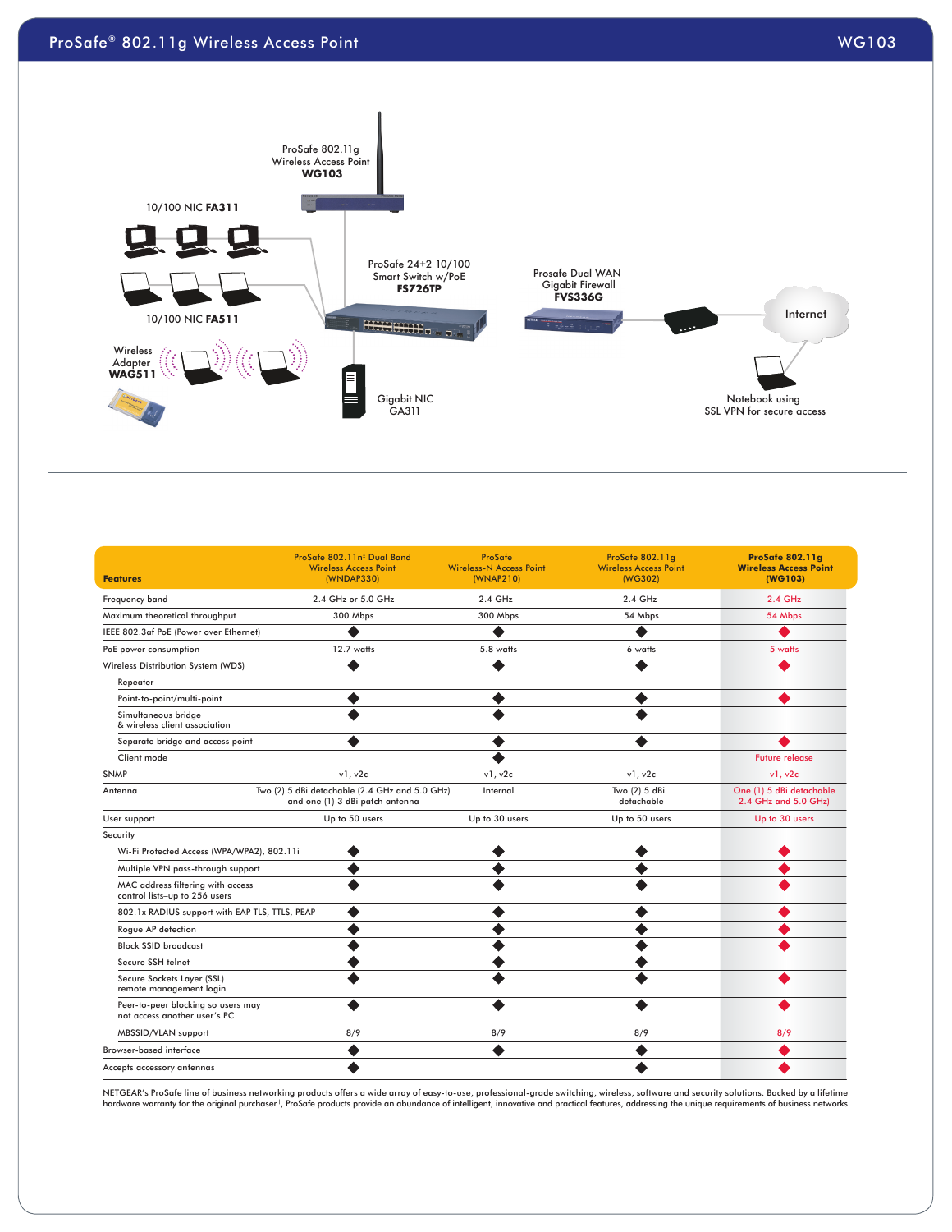ProSafe® 802.11g Wireless Access Point — WG103

ProSafe 802.11g Wireless Access Point **WG103**

10/100 NIC **FA311**

10/100 NIC **FA511**

Wireless Adapter **WAG511**

ProSafe 24+2 10/100 Smart Switch w/PoE **FS726TP**

Prosafe Dual WAN Gigabit Firewall **FVS336G**

Internet

Gigabit NIC GA311

Notebook using SSL VPN for secure access

| Features | ProSafe 802.11n† Dual Band Wireless Access Point (WNDAP330) | ProSafe Wireless-N Access Point (WNAP210) | ProSafe 802.11g Wireless Access Point (WG302) | **ProSafe 802.11g Wireless Access Point (WG103)** |
|---|---|---|---|---|
| Frequency band | 2.4 GHz or 5.0 GHz | 2.4 GHz | 2.4 GHz | 2.4 GHz |
| Maximum theoretical throughput | 300 Mbps | 300 Mbps | 54 Mbps | 54 Mbps |
| IEEE 802.3af PoE (Power over Ethernet) | ◆ | ◆ | ◆ | ◆ |
| PoE power consumption | 12.7 watts | 5.8 watts | 6 watts | 5 watts |
| Wireless Distribution System (WDS) | ◆ | ◆ | ◆ | ◆ |
| Repeater | | | | |
| Point-to-point/multi-point | ◆ | ◆ | ◆ | ◆ |
| Simultaneous bridge & wireless client association | ◆ | ◆ | ◆ | |
| Separate bridge and access point | ◆ | ◆ | ◆ | ◆ |
| Client mode | | ◆ | | Future release |
| SNMP | v1, v2c | v1, v2c | v1, v2c | v1, v2c |
| Antenna | Two (2) 5 dBi detachable (2.4 GHz and 5.0 GHz) and one (1) 3 dBi patch antenna | Internal | Two (2) 5 dBi detachable | One (1) 5 dBi detachable 2.4 GHz and 5.0 GHz) |
| User support | Up to 50 users | Up to 30 users | Up to 50 users | Up to 30 users |
| Security | | | | |
| Wi-Fi Protected Access (WPA/WPA2), 802.11i | ◆ | ◆ | ◆ | ◆ |
| Multiple VPN pass-through support | ◆ | ◆ | ◆ | ◆ |
| MAC address filtering with access control lists–up to 256 users | ◆ | ◆ | ◆ | ◆ |
| 802.1x RADIUS support with EAP TLS, TTLS, PEAP | ◆ | ◆ | ◆ | ◆ |
| Rogue AP detection | ◆ | ◆ | ◆ | ◆ |
| Block SSID broadcast | ◆ | ◆ | ◆ | ◆ |
| Secure SSH telnet | ◆ | ◆ | ◆ | |
| Secure Sockets Layer (SSL) remote management login | ◆ | ◆ | ◆ | ◆ |
| Peer-to-peer blocking so users may not access another user's PC | ◆ | ◆ | ◆ | ◆ |
| MBSSID/VLAN support | 8/9 | 8/9 | 8/9 | 8/9 |
| Browser-based interface | ◆ | ◆ | ◆ | ◆ |
| Accepts accessory antennas | ◆ | | ◆ | ◆ |

NETGEAR's ProSafe line of business networking products offers a wide array of easy-to-use, professional-grade switching, wireless, software and security solutions. Backed by a lifetime hardware warranty for the original purchaser†, ProSafe products provide an abundance of intelligent, innovative and practical features, addressing the unique requirements of business networks.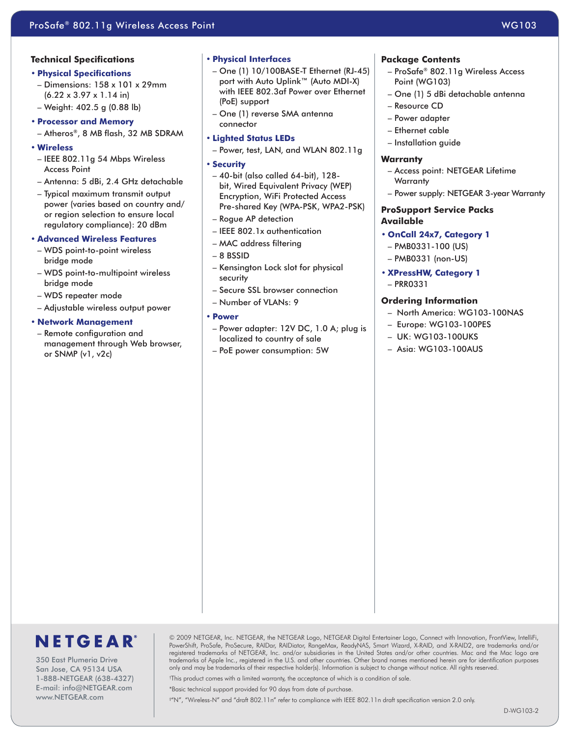## Technical Specifications

- **Physical Specifications**
  - Dimensions: 158 x 101 x 29mm (6.22 x 3.97 x 1.14 in)
  - Weight: 402.5 g (0.88 lb)
- **Processor and Memory**
  - Atheros®, 8 MB flash, 32 MB SDRAM
- **Wireless**
  - IEEE 802.11g 54 Mbps Wireless Access Point
  - Antenna: 5 dBi, 2.4 GHz detachable
  - Typical maximum transmit output power (varies based on country and/ or region selection to ensure local regulatory compliance): 20 dBm
- **Advanced Wireless Features**
  - WDS point-to-point wireless bridge mode
  - WDS point-to-multipoint wireless bridge mode
  - WDS repeater mode
  - Adjustable wireless output power
- **Network Management**
  - Remote configuration and management through Web browser, or SNMP (v1, v2c)
- **Physical Interfaces**
  - One (1) 10/100BASE-T Ethernet (RJ-45) port with Auto Uplink™ (Auto MDI-X) with IEEE 802.3af Power over Ethernet (PoE) support
  - One (1) reverse SMA antenna connector
- **Lighted Status LEDs**
  - Power, test, LAN, and WLAN 802.11g
- **Security**
  - 40-bit (also called 64-bit), 128-bit, Wired Equivalent Privacy (WEP) Encryption, WiFi Protected Access Pre-shared Key (WPA-PSK, WPA2-PSK)
  - Rogue AP detection
  - IEEE 802.1x authentication
  - MAC address filtering
  - 8 BSSID
  - Kensington Lock slot for physical security
  - Secure SSL browser connection
  - Number of VLANs: 9
- **Power**
  - Power adapter: 12V DC, 1.0 A; plug is localized to country of sale
  - PoE power consumption: 5W

## Package Contents

- ProSafe® 802.11g Wireless Access Point (WG103)
- One (1) 5 dBi detachable antenna
- Resource CD
- Power adapter
- Ethernet cable
- Installation guide

## Warranty

- Access point: NETGEAR Lifetime Warranty
- Power supply: NETGEAR 3-year Warranty

## ProSupport Service Packs Available

- **OnCall 24x7, Category 1**
  - PMB0331-100 (US)
  - PMB0331 (non-US)
- **XPressHW, Category 1**
  - PRR0331

## Ordering Information

- North America: WG103-100NAS
- Europe: WG103-100PES
- UK: WG103-100UKS
- Asia: WG103-100AUS

NETGEAR®

350 East Plumeria Drive
San Jose, CA 95134 USA
1-888-NETGEAR (638-4327)
E-mail: info@NETGEAR.com
www.NETGEAR.com

© 2009 NETGEAR, Inc. NETGEAR, the NETGEAR Logo, NETGEAR Digital Entertainer Logo, Connect with Innovation, FrontView, IntelliFi, PowerShift, ProSafe, ProSecure, RAIDar, RAIDiator, RangeMax, ReadyNAS, Smart Wizard, X-RAID, and X-RAID2, are trademarks and/or registered trademarks of NETGEAR, Inc. and/or subsidiaries in the United States and/or other countries. Mac and the Mac logo are trademarks of Apple Inc., registered in the U.S. and other countries. Other brand names mentioned herein are for identification purposes only and may be trademarks of their respective holder(s). Information is subject to change without notice. All rights reserved.

†This product comes with a limited warranty, the acceptance of which is a condition of sale.

*Basic technical support provided for 90 days from date of purchase.

‡"N", "Wireless-N" and "draft 802.11n" refer to compliance with IEEE 802.11n draft specification version 2.0 only.

D-WG103-2